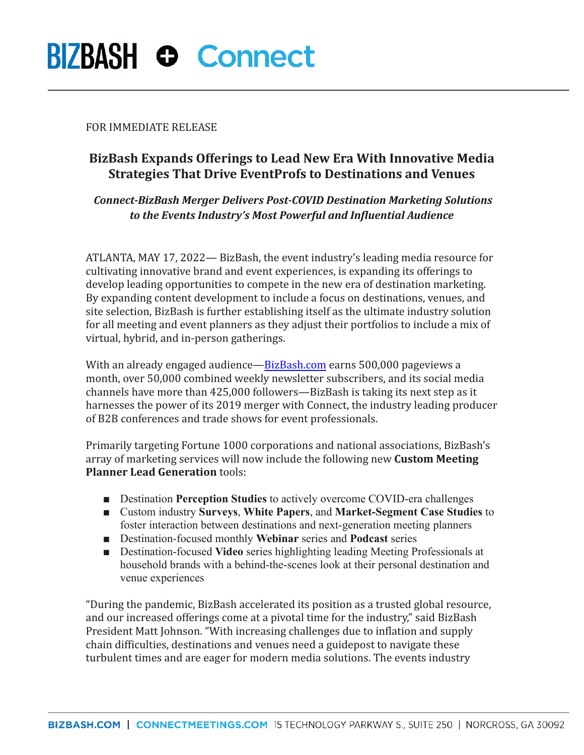BIZBASH + Connect

FOR IMMEDIATE RELEASE

# BizBash Expands Offerings to Lead New Era With Innovative Media Strategies That Drive EventProfs to Destinations and Venues

***Connect-BizBash Merger Delivers Post-COVID Destination Marketing Solutions to the Events Industry's Most Powerful and Influential Audience***

ATLANTA, MAY 17, 2022— BizBash, the event industry's leading media resource for cultivating innovative brand and event experiences, is expanding its offerings to develop leading opportunities to compete in the new era of destination marketing. By expanding content development to include a focus on destinations, venues, and site selection, BizBash is further establishing itself as the ultimate industry solution for all meeting and event planners as they adjust their portfolios to include a mix of virtual, hybrid, and in-person gatherings.

With an already engaged audience—BizBash.com earns 500,000 pageviews a month, over 50,000 combined weekly newsletter subscribers, and its social media channels have more than 425,000 followers—BizBash is taking its next step as it harnesses the power of its 2019 merger with Connect, the industry leading producer of B2B conferences and trade shows for event professionals.

Primarily targeting Fortune 1000 corporations and national associations, BizBash's array of marketing services will now include the following new **Custom Meeting Planner Lead Generation** tools:

- Destination **Perception Studies** to actively overcome COVID-era challenges
- Custom industry **Surveys**, **White Papers**, and **Market-Segment Case Studies** to foster interaction between destinations and next-generation meeting planners
- Destination-focused monthly **Webinar** series and **Podcast** series
- Destination-focused **Video** series highlighting leading Meeting Professionals at household brands with a behind-the-scenes look at their personal destination and venue experiences

"During the pandemic, BizBash accelerated its position as a trusted global resource, and our increased offerings come at a pivotal time for the industry," said BizBash President Matt Johnson. "With increasing challenges due to inflation and supply chain difficulties, destinations and venues need a guidepost to navigate these turbulent times and are eager for modern media solutions. The events industry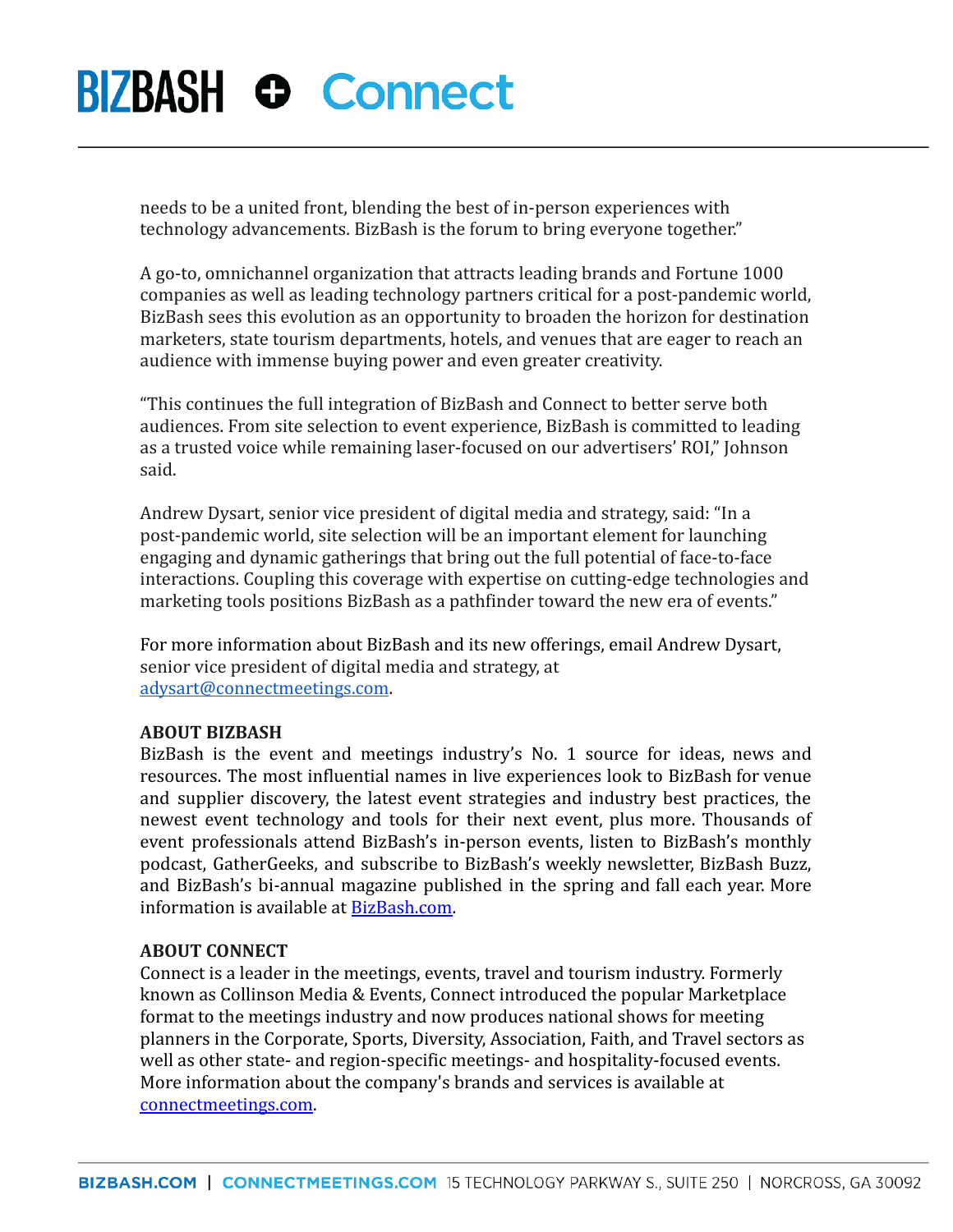needs to be a united front, blending the best of in-person experiences with technology advancements. BizBash is the forum to bring everyone together."

A go-to, omnichannel organization that attracts leading brands and Fortune 1000 companies as well as leading technology partners critical for a post-pandemic world, BizBash sees this evolution as an opportunity to broaden the horizon for destination marketers, state tourism departments, hotels, and venues that are eager to reach an audience with immense buying power and even greater creativity.

"This continues the full integration of BizBash and Connect to better serve both audiences. From site selection to event experience, BizBash is committed to leading as a trusted voice while remaining laser-focused on our advertisers' ROI," Johnson said.

Andrew Dysart, senior vice president of digital media and strategy, said: "In a post-pandemic world, site selection will be an important element for launching engaging and dynamic gatherings that bring out the full potential of face-to-face interactions. Coupling this coverage with expertise on cutting-edge technologies and marketing tools positions BizBash as a pathfinder toward the new era of events."

For more information about BizBash and its new offerings, email Andrew Dysart, senior vice president of digital media and strategy, at adysart@connectmeetings.com.

**ABOUT BIZBASH**

BizBash is the event and meetings industry's No. 1 source for ideas, news and resources. The most influential names in live experiences look to BizBash for venue and supplier discovery, the latest event strategies and industry best practices, the newest event technology and tools for their next event, plus more. Thousands of event professionals attend BizBash's in-person events, listen to BizBash's monthly podcast, GatherGeeks, and subscribe to BizBash's weekly newsletter, BizBash Buzz, and BizBash's bi-annual magazine published in the spring and fall each year. More information is available at BizBash.com.

**ABOUT CONNECT**

Connect is a leader in the meetings, events, travel and tourism industry. Formerly known as Collinson Media & Events, Connect introduced the popular Marketplace format to the meetings industry and now produces national shows for meeting planners in the Corporate, Sports, Diversity, Association, Faith, and Travel sectors as well as other state- and region-specific meetings- and hospitality-focused events. More information about the company's brands and services is available at connectmeetings.com.